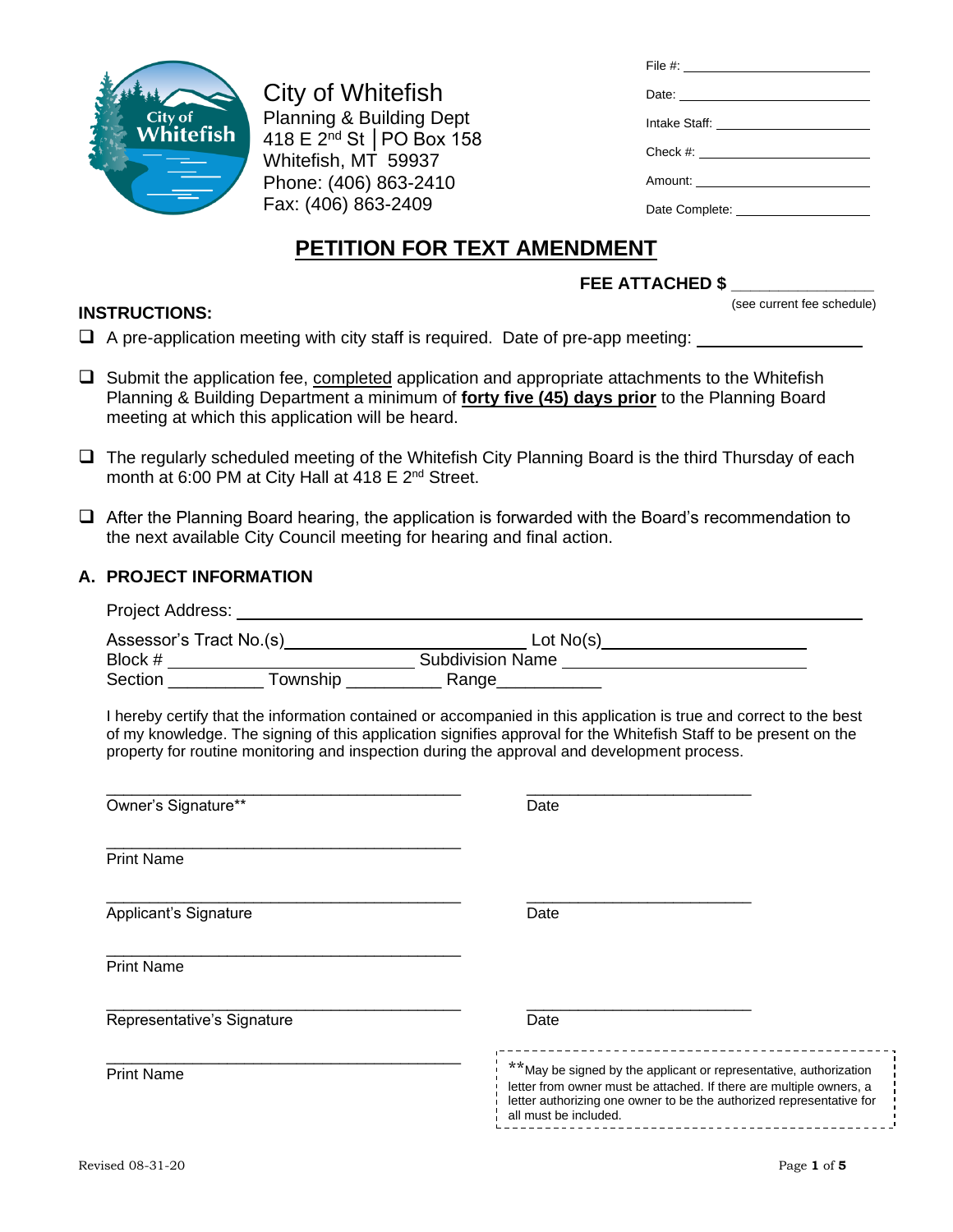City of Whitefish
Planning & Building Dept
418 E 2nd St │PO Box 158
Whitefish, MT 59937
Phone: (406) 863-2410
Fax: (406) 863-2409

File #: ____________________
Date: ____________________
Intake Staff: ____________________
Check #: ____________________
Amount: ____________________
Date Complete: ____________________

# PETITION FOR TEXT AMENDMENT

**FEE ATTACHED $ ______________**
(see current fee schedule)

**INSTRUCTIONS:**

- ❑ A pre-application meeting with city staff is required. Date of pre-app meeting: ______________
- ❑ Submit the application fee, completed application and appropriate attachments to the Whitefish Planning & Building Department a minimum of **forty five (45) days prior** to the Planning Board meeting at which this application will be heard.
- ❑ The regularly scheduled meeting of the Whitefish City Planning Board is the third Thursday of each month at 6:00 PM at City Hall at 418 E 2nd Street.
- ❑ After the Planning Board hearing, the application is forwarded with the Board's recommendation to the next available City Council meeting for hearing and final action.

## A. PROJECT INFORMATION

Project Address: ________________________________________________

Assessor's Tract No.(s) ____________________ Lot No(s) ____________________
Block # ____________________ Subdivision Name ____________________
Section __________ Township __________ Range___________

I hereby certify that the information contained or accompanied in this application is true and correct to the best of my knowledge. The signing of this application signifies approval for the Whitefish Staff to be present on the property for routine monitoring and inspection during the approval and development process.

________________________________________ ________________________
Owner's Signature** Date

________________________________________
Print Name

________________________________________ ________________________
Applicant's Signature Date

________________________________________
Print Name

________________________________________ ________________________
Representative's Signature Date

________________________________________
Print Name

**May be signed by the applicant or representative, authorization letter from owner must be attached. If there are multiple owners, a letter authorizing one owner to be the authorized representative for all must be included.

Revised 08-31-20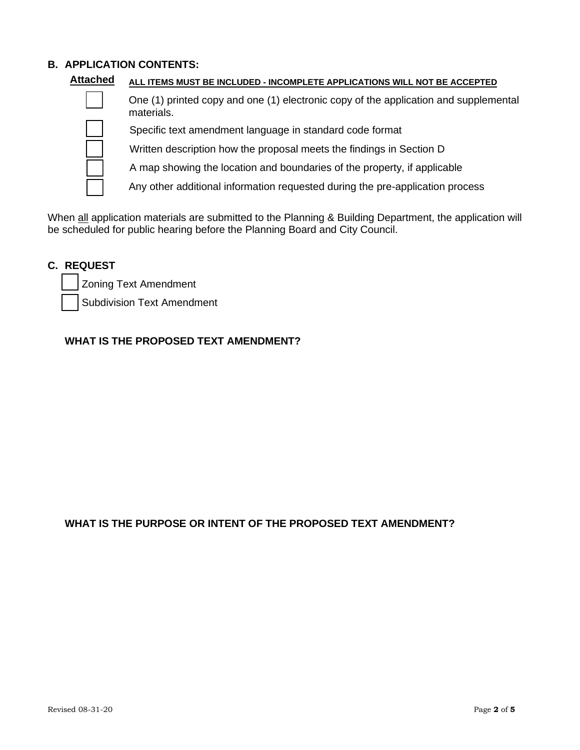## B. APPLICATION CONTENTS:

**Attached** — **ALL ITEMS MUST BE INCLUDED - INCOMPLETE APPLICATIONS WILL NOT BE ACCEPTED**

- [ ] One (1) printed copy and one (1) electronic copy of the application and supplemental materials.
- [ ] Specific text amendment language in standard code format
- [ ] Written description how the proposal meets the findings in Section D
- [ ] A map showing the location and boundaries of the property, if applicable
- [ ] Any other additional information requested during the pre-application process

When all application materials are submitted to the Planning & Building Department, the application will be scheduled for public hearing before the Planning Board and City Council.

## C. REQUEST

- [ ] Zoning Text Amendment
- [ ] Subdivision Text Amendment

### WHAT IS THE PROPOSED TEXT AMENDMENT?

### WHAT IS THE PURPOSE OR INTENT OF THE PROPOSED TEXT AMENDMENT?

Revised 08-31-20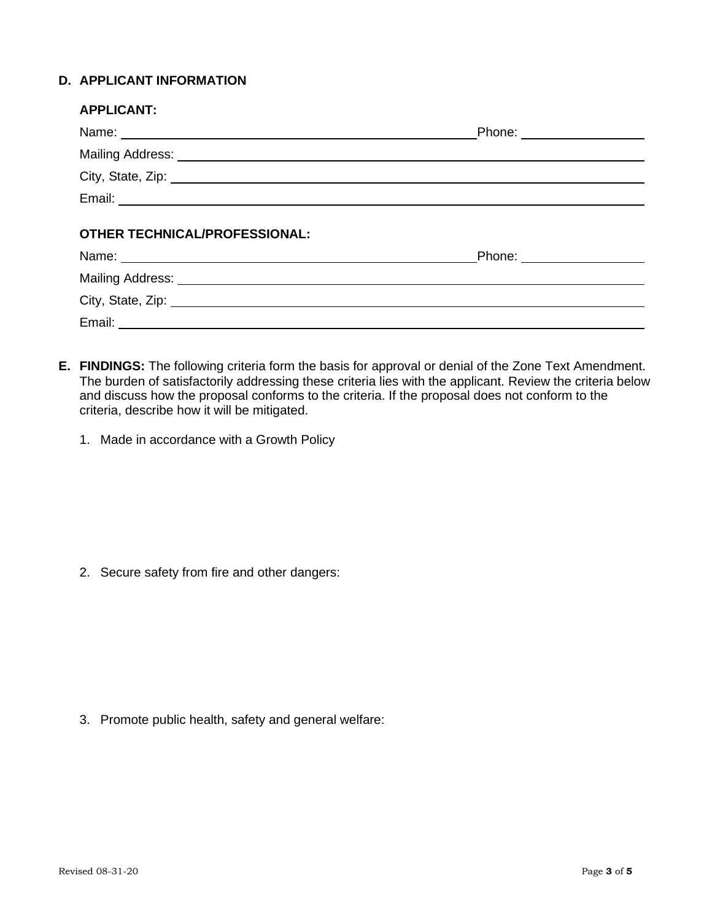## D. APPLICANT INFORMATION

**APPLICANT:**

Name: ______________________________________________ Phone: ________________

Mailing Address: ______________________________________________________________

City, State, Zip: ______________________________________________________________

Email: _______________________________________________________________________

**OTHER TECHNICAL/PROFESSIONAL:**

Name: ______________________________________________ Phone: ________________

Mailing Address: ______________________________________________________________

City, State, Zip: ______________________________________________________________

Email: _______________________________________________________________________

## E. FINDINGS:

**FINDINGS:** The following criteria form the basis for approval or denial of the Zone Text Amendment. The burden of satisfactorily addressing these criteria lies with the applicant. Review the criteria below and discuss how the proposal conforms to the criteria. If the proposal does not conform to the criteria, describe how it will be mitigated.

1. Made in accordance with a Growth Policy

2. Secure safety from fire and other dangers:

3. Promote public health, safety and general welfare: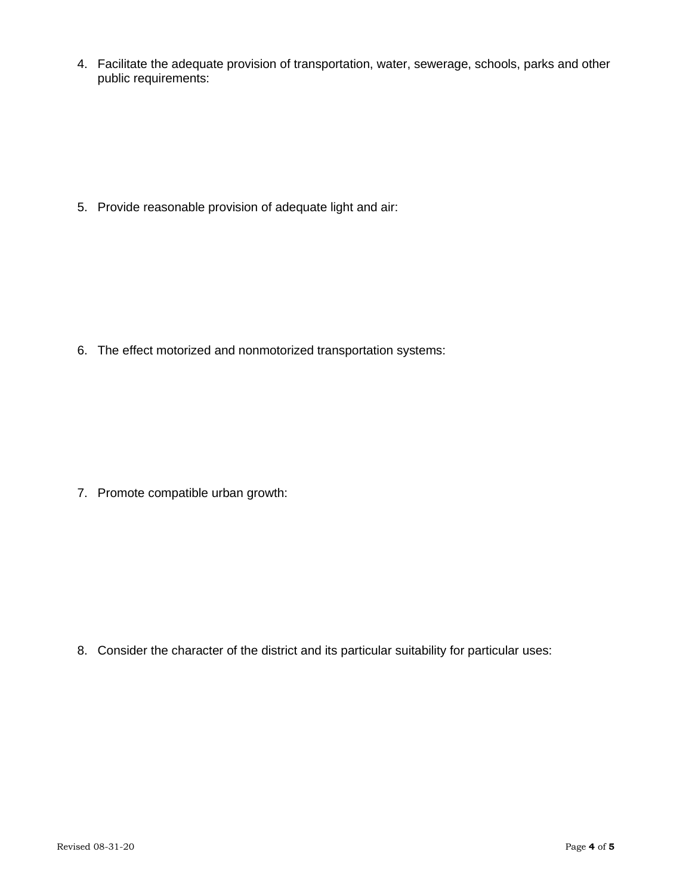4. Facilitate the adequate provision of transportation, water, sewerage, schools, parks and other public requirements:

5. Provide reasonable provision of adequate light and air:

6. The effect motorized and nonmotorized transportation systems:

7. Promote compatible urban growth:

8. Consider the character of the district and its particular suitability for particular uses: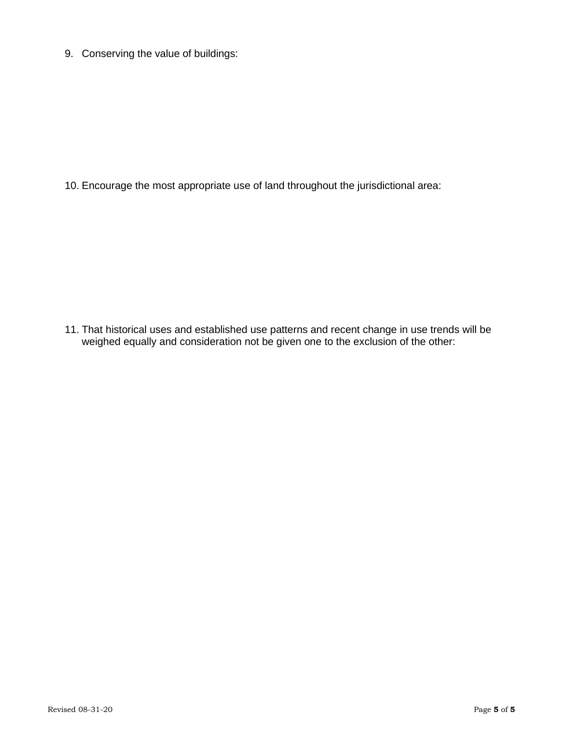9. Conserving the value of buildings:

10. Encourage the most appropriate use of land throughout the jurisdictional area:

11. That historical uses and established use patterns and recent change in use trends will be weighed equally and consideration not be given one to the exclusion of the other: